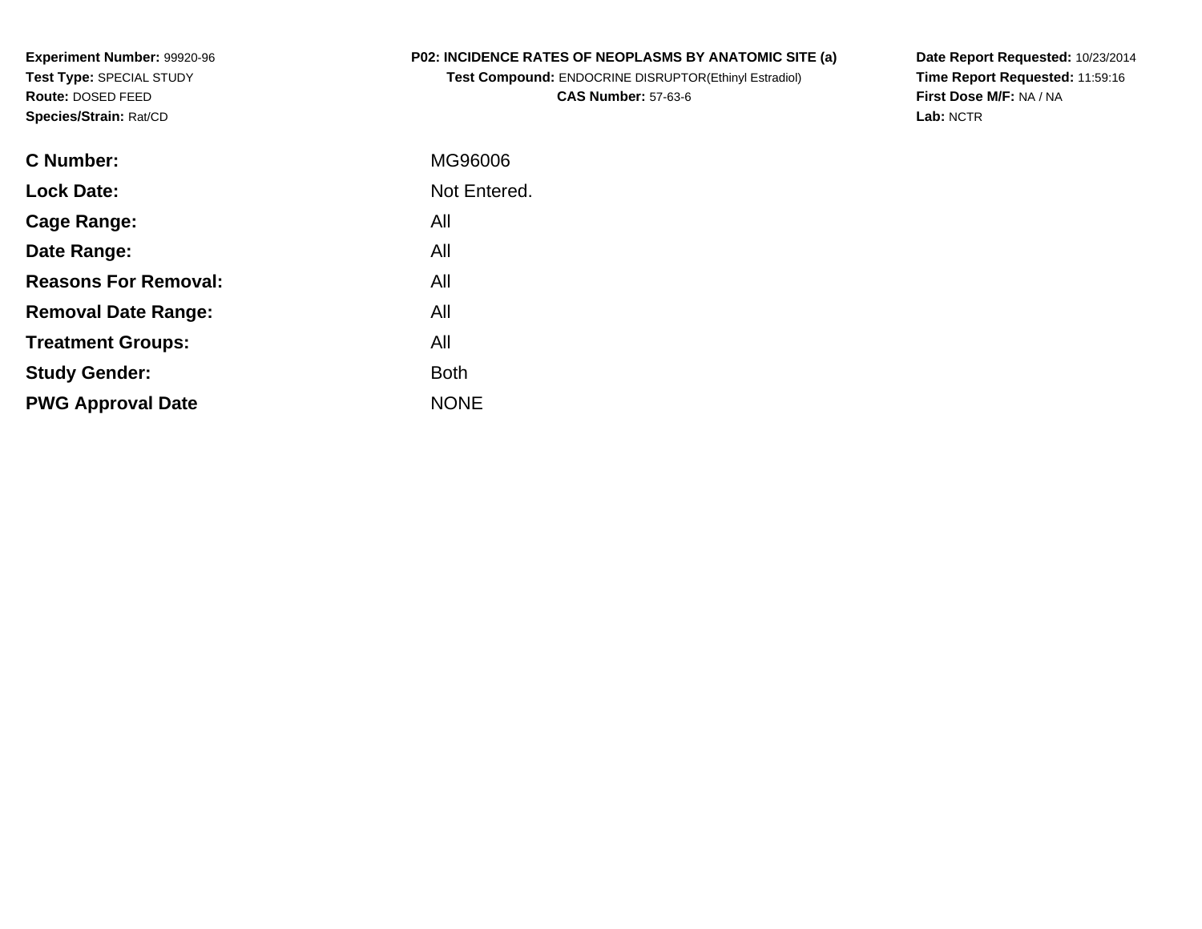**Experiment Number:** 99920-96
**Test Type:** SPECIAL STUDY
**Route:** DOSED FEED
**Species/Strain:** Rat/CD

**P02: INCIDENCE RATES OF NEOPLASMS BY ANATOMIC SITE (a)**
**Test Compound:** ENDOCRINE DISRUPTOR(Ethinyl Estradiol)
**CAS Number:** 57-63-6

**Date Report Requested:** 10/23/2014
**Time Report Requested:** 11:59:16
**First Dose M/F:** NA / NA
**Lab:** NCTR

| | |
|---|---|
| **C Number:** | MG96006 |
| **Lock Date:** | Not Entered. |
| **Cage Range:** | All |
| **Date Range:** | All |
| **Reasons For Removal:** | All |
| **Removal Date Range:** | All |
| **Treatment Groups:** | All |
| **Study Gender:** | Both |
| **PWG Approval Date** | NONE |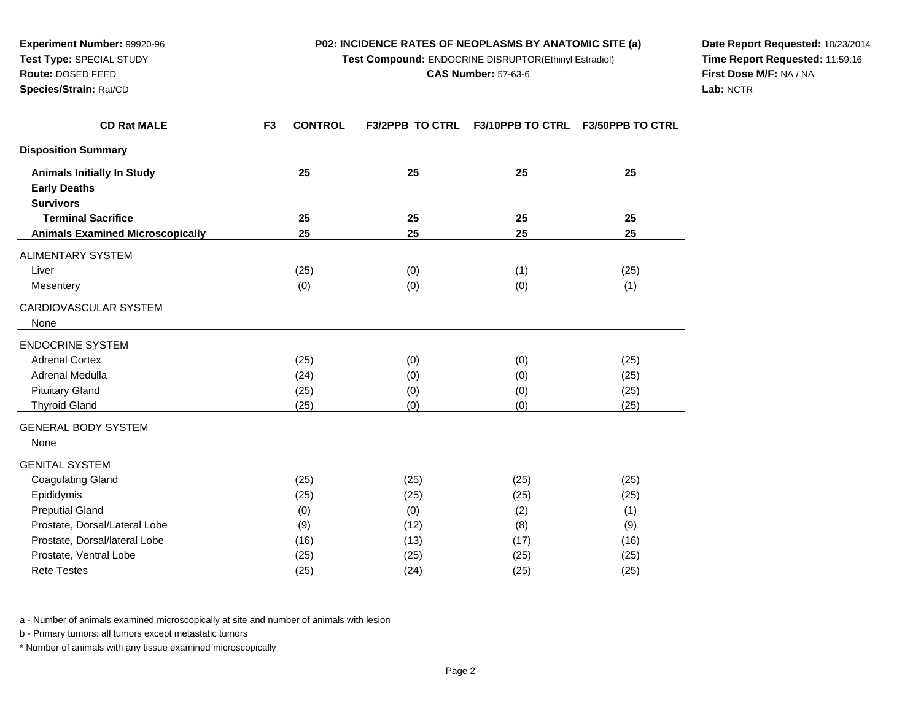**Experiment Number:** 99920-96
**Test Type:** SPECIAL STUDY
**Route:** DOSED FEED
**Species/Strain:** Rat/CD

**P02: INCIDENCE RATES OF NEOPLASMS BY ANATOMIC SITE (a)**
**Test Compound:** ENDOCRINE DISRUPTOR(Ethinyl Estradiol)
**CAS Number:** 57-63-6

**Date Report Requested:** 10/23/2014
**Time Report Requested:** 11:59:16
**First Dose M/F:** NA / NA
**Lab:** NCTR

| CD Rat MALE | F3 CONTROL | F3/2PPB TO CTRL | F3/10PPB TO CTRL | F3/50PPB TO CTRL |
|---|---|---|---|---|
| **Disposition Summary** | | | | |
| **Animals Initially In Study** | **25** | **25** | **25** | **25** |
| **Early Deaths** | | | | |
| **Survivors** | | | | |
| **Terminal Sacrifice** | **25** | **25** | **25** | **25** |
| **Animals Examined Microscopically** | **25** | **25** | **25** | **25** |
| ALIMENTARY SYSTEM | | | | |
| Liver | (25) | (0) | (1) | (25) |
| Mesentery | (0) | (0) | (0) | (1) |
| CARDIOVASCULAR SYSTEM | | | | |
| None | | | | |
| ENDOCRINE SYSTEM | | | | |
| Adrenal Cortex | (25) | (0) | (0) | (25) |
| Adrenal Medulla | (24) | (0) | (0) | (25) |
| Pituitary Gland | (25) | (0) | (0) | (25) |
| Thyroid Gland | (25) | (0) | (0) | (25) |
| GENERAL BODY SYSTEM | | | | |
| None | | | | |
| GENITAL SYSTEM | | | | |
| Coagulating Gland | (25) | (25) | (25) | (25) |
| Epididymis | (25) | (25) | (25) | (25) |
| Preputial Gland | (0) | (0) | (2) | (1) |
| Prostate, Dorsal/Lateral Lobe | (9) | (12) | (8) | (9) |
| Prostate, Dorsal/lateral Lobe | (16) | (13) | (17) | (16) |
| Prostate, Ventral Lobe | (25) | (25) | (25) | (25) |
| Rete Testes | (25) | (24) | (25) | (25) |

a - Number of animals examined microscopically at site and number of animals with lesion

b - Primary tumors: all tumors except metastatic tumors

* Number of animals with any tissue examined microscopically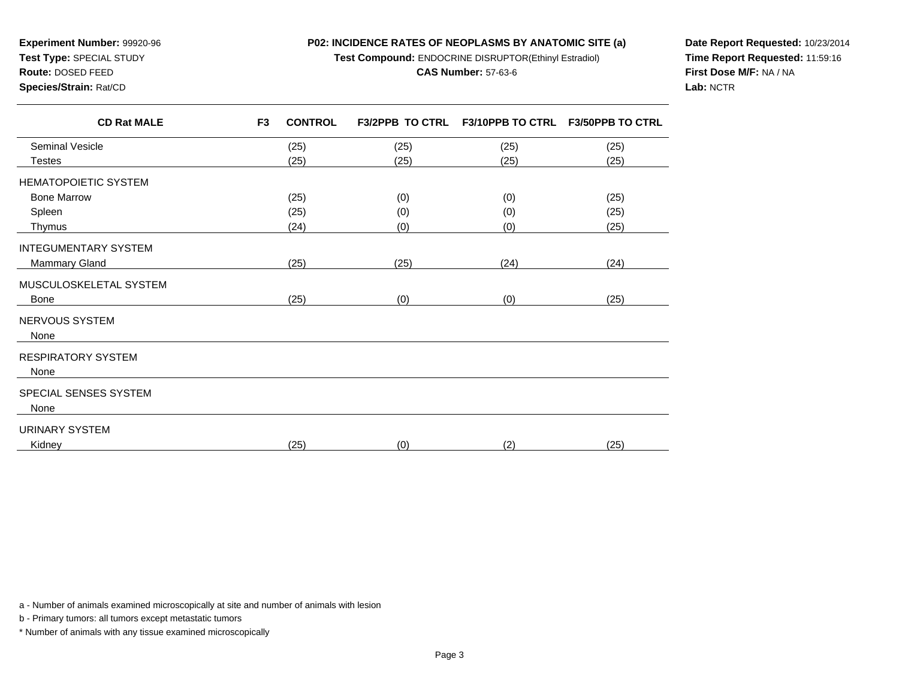**Experiment Number:** 99920-96
**Test Type:** SPECIAL STUDY
**Route:** DOSED FEED
**Species/Strain:** Rat/CD

**P02: INCIDENCE RATES OF NEOPLASMS BY ANATOMIC SITE (a)**
**Test Compound:** ENDOCRINE DISRUPTOR(Ethinyl Estradiol)
**CAS Number:** 57-63-6

**Date Report Requested:** 10/23/2014
**Time Report Requested:** 11:59:16
**First Dose M/F:** NA / NA
**Lab:** NCTR

| CD Rat MALE | F3 CONTROL | F3/2PPB TO CTRL | F3/10PPB TO CTRL | F3/50PPB TO CTRL |
|---|---|---|---|---|
| Seminal Vesicle | (25) | (25) | (25) | (25) |
| Testes | (25) | (25) | (25) | (25) |
| HEMATOPOIETIC SYSTEM | | | | |
| Bone Marrow | (25) | (0) | (0) | (25) |
| Spleen | (25) | (0) | (0) | (25) |
| Thymus | (24) | (0) | (0) | (25) |
| INTEGUMENTARY SYSTEM | | | | |
| Mammary Gland | (25) | (25) | (24) | (24) |
| MUSCULOSKELETAL SYSTEM | | | | |
| Bone | (25) | (0) | (0) | (25) |
| NERVOUS SYSTEM | | | | |
| None | | | | |
| RESPIRATORY SYSTEM | | | | |
| None | | | | |
| SPECIAL SENSES SYSTEM | | | | |
| None | | | | |
| URINARY SYSTEM | | | | |
| Kidney | (25) | (0) | (2) | (25) |

a - Number of animals examined microscopically at site and number of animals with lesion

b - Primary tumors: all tumors except metastatic tumors

* Number of animals with any tissue examined microscopically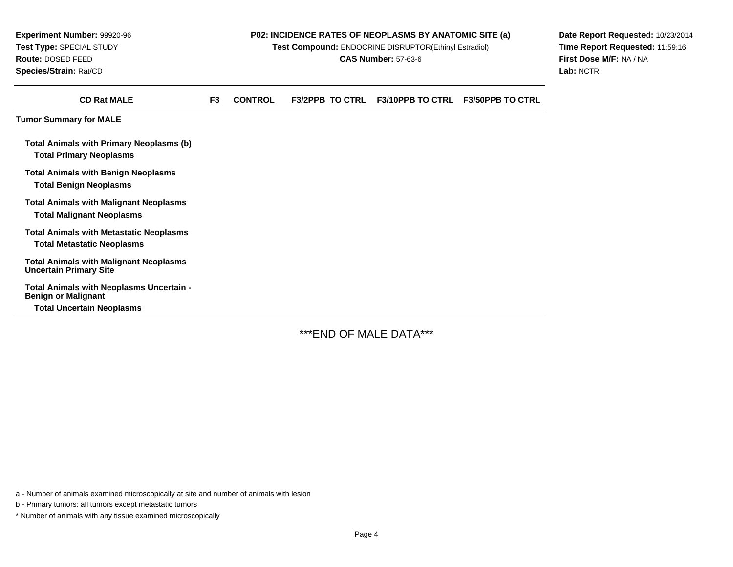**Experiment Number:** 99920-96
**Test Type:** SPECIAL STUDY
**Route:** DOSED FEED
**Species/Strain:** Rat/CD

**P02: INCIDENCE RATES OF NEOPLASMS BY ANATOMIC SITE (a)**
**Test Compound:** ENDOCRINE DISRUPTOR(Ethinyl Estradiol)
**CAS Number:** 57-63-6

**Date Report Requested:** 10/23/2014
**Time Report Requested:** 11:59:16
**First Dose M/F:** NA / NA
**Lab:** NCTR

| CD Rat MALE | F3 | CONTROL | F3/2PPB TO CTRL | F3/10PPB TO CTRL | F3/50PPB TO CTRL |
|---|---|---|---|---|---|
| **Tumor Summary for MALE** | | | | | |
| **Total Animals with Primary Neoplasms (b)** | | | | | |
| **Total Primary Neoplasms** | | | | | |
| **Total Animals with Benign Neoplasms** | | | | | |
| **Total Benign Neoplasms** | | | | | |
| **Total Animals with Malignant Neoplasms** | | | | | |
| **Total Malignant Neoplasms** | | | | | |
| **Total Animals with Metastatic Neoplasms** | | | | | |
| **Total Metastatic Neoplasms** | | | | | |
| **Total Animals with Malignant Neoplasms Uncertain Primary Site** | | | | | |
| **Total Animals with Neoplasms Uncertain - Benign or Malignant** | | | | | |
| **Total Uncertain Neoplasms** | | | | | |

***END OF MALE DATA***

a - Number of animals examined microscopically at site and number of animals with lesion

b - Primary tumors: all tumors except metastatic tumors

* Number of animals with any tissue examined microscopically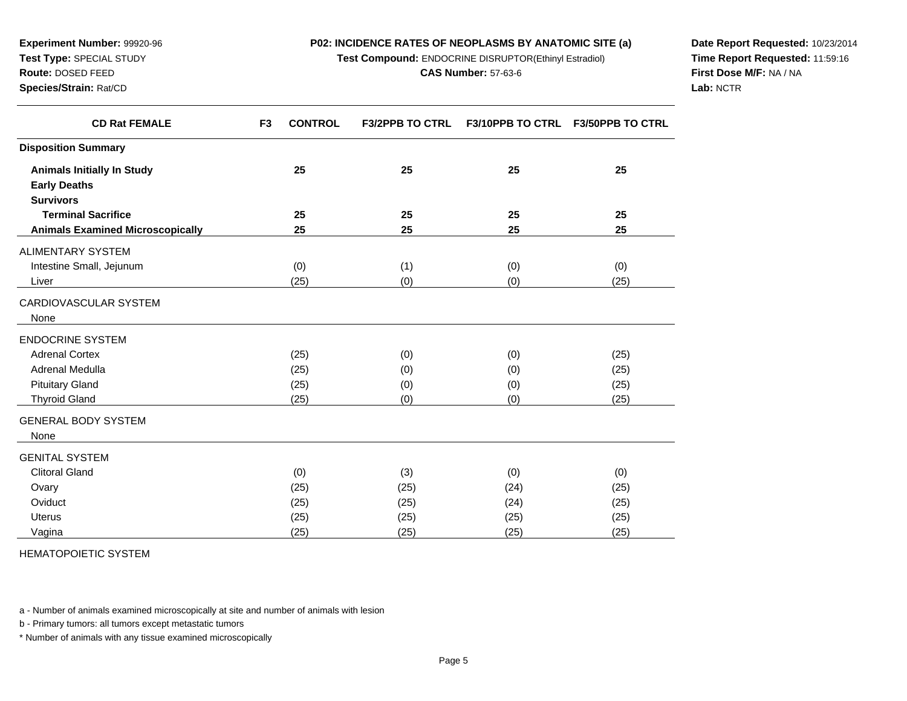**Experiment Number:** 99920-96
**Test Type:** SPECIAL STUDY
**Route:** DOSED FEED
**Species/Strain:** Rat/CD

**P02: INCIDENCE RATES OF NEOPLASMS BY ANATOMIC SITE (a)**
**Test Compound:** ENDOCRINE DISRUPTOR(Ethinyl Estradiol)
**CAS Number:** 57-63-6

**Date Report Requested:** 10/23/2014
**Time Report Requested:** 11:59:16
**First Dose M/F:** NA / NA
**Lab:** NCTR

| CD Rat FEMALE | F3 CONTROL | F3/2PPB TO CTRL | F3/10PPB TO CTRL | F3/50PPB TO CTRL |
|---|---|---|---|---|
| **Disposition Summary** | | | | |
| **Animals Initially In Study** | **25** | **25** | **25** | **25** |
| **Early Deaths** | | | | |
| **Survivors** | | | | |
| **Terminal Sacrifice** | **25** | **25** | **25** | **25** |
| **Animals Examined Microscopically** | **25** | **25** | **25** | **25** |
| ALIMENTARY SYSTEM | | | | |
| Intestine Small, Jejunum | (0) | (1) | (0) | (0) |
| Liver | (25) | (0) | (0) | (25) |
| CARDIOVASCULAR SYSTEM | | | | |
| None | | | | |
| ENDOCRINE SYSTEM | | | | |
| Adrenal Cortex | (25) | (0) | (0) | (25) |
| Adrenal Medulla | (25) | (0) | (0) | (25) |
| Pituitary Gland | (25) | (0) | (0) | (25) |
| Thyroid Gland | (25) | (0) | (0) | (25) |
| GENERAL BODY SYSTEM | | | | |
| None | | | | |
| GENITAL SYSTEM | | | | |
| Clitoral Gland | (0) | (3) | (0) | (0) |
| Ovary | (25) | (25) | (24) | (25) |
| Oviduct | (25) | (25) | (24) | (25) |
| Uterus | (25) | (25) | (25) | (25) |
| Vagina | (25) | (25) | (25) | (25) |
| HEMATOPOIETIC SYSTEM | | | | |

a - Number of animals examined microscopically at site and number of animals with lesion

b - Primary tumors: all tumors except metastatic tumors

* Number of animals with any tissue examined microscopically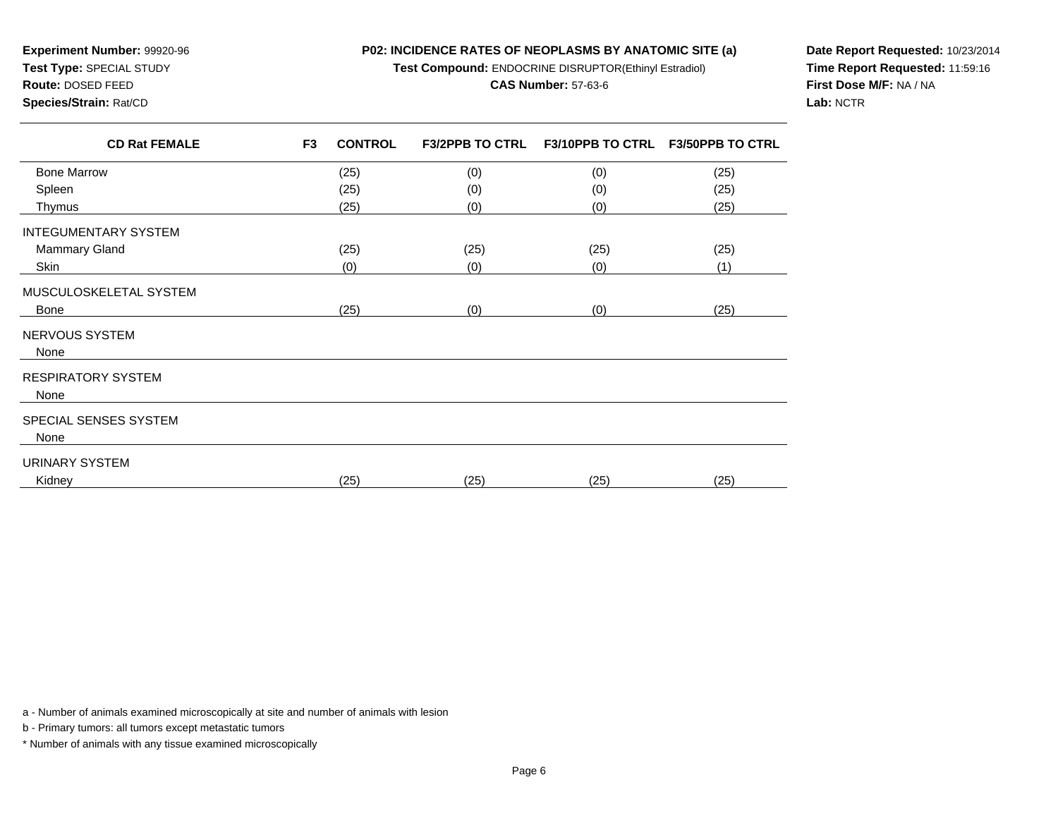**Experiment Number:** 99920-96
**Test Type:** SPECIAL STUDY
**Route:** DOSED FEED
**Species/Strain:** Rat/CD

**P02: INCIDENCE RATES OF NEOPLASMS BY ANATOMIC SITE (a)**
**Test Compound:** ENDOCRINE DISRUPTOR(Ethinyl Estradiol)
**CAS Number:** 57-63-6

**Date Report Requested:** 10/23/2014
**Time Report Requested:** 11:59:16
**First Dose M/F:** NA / NA
**Lab:** NCTR

| CD Rat FEMALE | F3 CONTROL | F3/2PPB TO CTRL | F3/10PPB TO CTRL | F3/50PPB TO CTRL |
|---|---|---|---|---|
| Bone Marrow | (25) | (0) | (0) | (25) |
| Spleen | (25) | (0) | (0) | (25) |
| Thymus | (25) | (0) | (0) | (25) |
| INTEGUMENTARY SYSTEM | | | | |
| Mammary Gland | (25) | (25) | (25) | (25) |
| Skin | (0) | (0) | (0) | (1) |
| MUSCULOSKELETAL SYSTEM | | | | |
| Bone | (25) | (0) | (0) | (25) |
| NERVOUS SYSTEM | | | | |
| None | | | | |
| RESPIRATORY SYSTEM | | | | |
| None | | | | |
| SPECIAL SENSES SYSTEM | | | | |
| None | | | | |
| URINARY SYSTEM | | | | |
| Kidney | (25) | (25) | (25) | (25) |

a - Number of animals examined microscopically at site and number of animals with lesion

b - Primary tumors: all tumors except metastatic tumors

* Number of animals with any tissue examined microscopically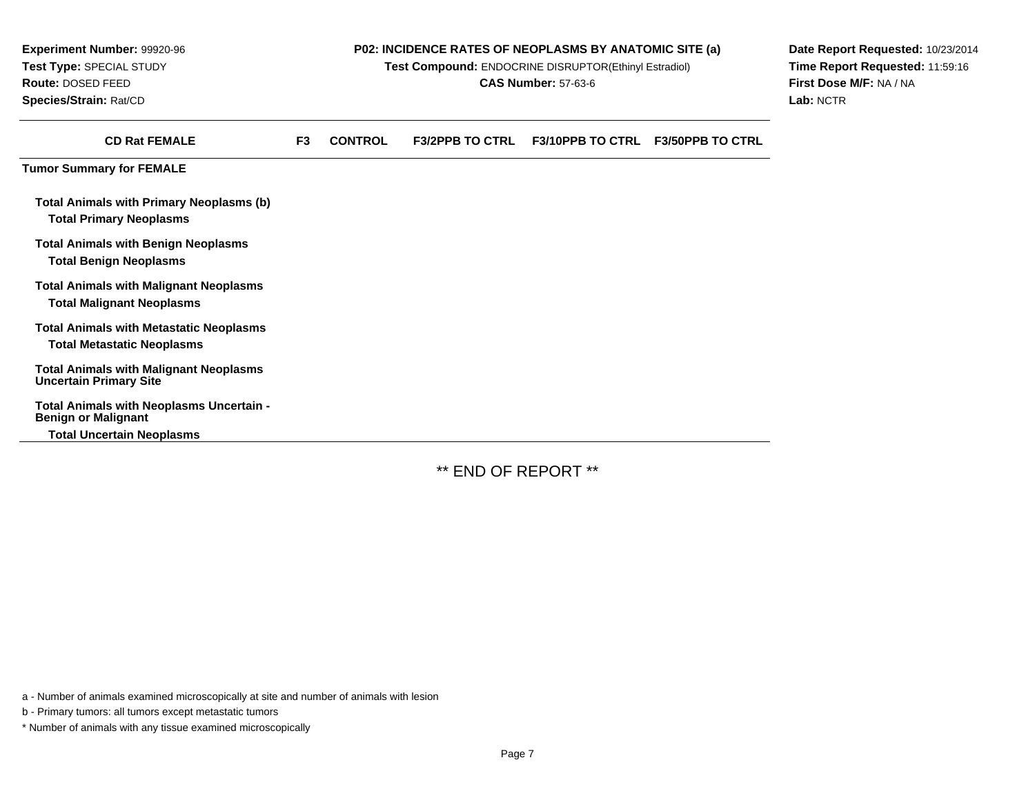**Experiment Number:** 99920-96
**Test Type:** SPECIAL STUDY
**Route:** DOSED FEED
**Species/Strain:** Rat/CD

**P02: INCIDENCE RATES OF NEOPLASMS BY ANATOMIC SITE (a)**
**Test Compound:** ENDOCRINE DISRUPTOR(Ethinyl Estradiol)
**CAS Number:** 57-63-6

**Date Report Requested:** 10/23/2014
**Time Report Requested:** 11:59:16
**First Dose M/F:** NA / NA
**Lab:** NCTR

| CD Rat FEMALE | F3 | CONTROL | F3/2PPB TO CTRL | F3/10PPB TO CTRL | F3/50PPB TO CTRL |
|---|---|---|---|---|---|
| **Tumor Summary for FEMALE** | | | | | |
| **Total Animals with Primary Neoplasms (b)** | | | | | |
| **Total Primary Neoplasms** | | | | | |
| **Total Animals with Benign Neoplasms** | | | | | |
| **Total Benign Neoplasms** | | | | | |
| **Total Animals with Malignant Neoplasms** | | | | | |
| **Total Malignant Neoplasms** | | | | | |
| **Total Animals with Metastatic Neoplasms** | | | | | |
| **Total Metastatic Neoplasms** | | | | | |
| **Total Animals with Malignant Neoplasms Uncertain Primary Site** | | | | | |
| **Total Animals with Neoplasms Uncertain - Benign or Malignant** | | | | | |
| **Total Uncertain Neoplasms** | | | | | |

** END OF REPORT **

a - Number of animals examined microscopically at site and number of animals with lesion

b - Primary tumors: all tumors except metastatic tumors

* Number of animals with any tissue examined microscopically